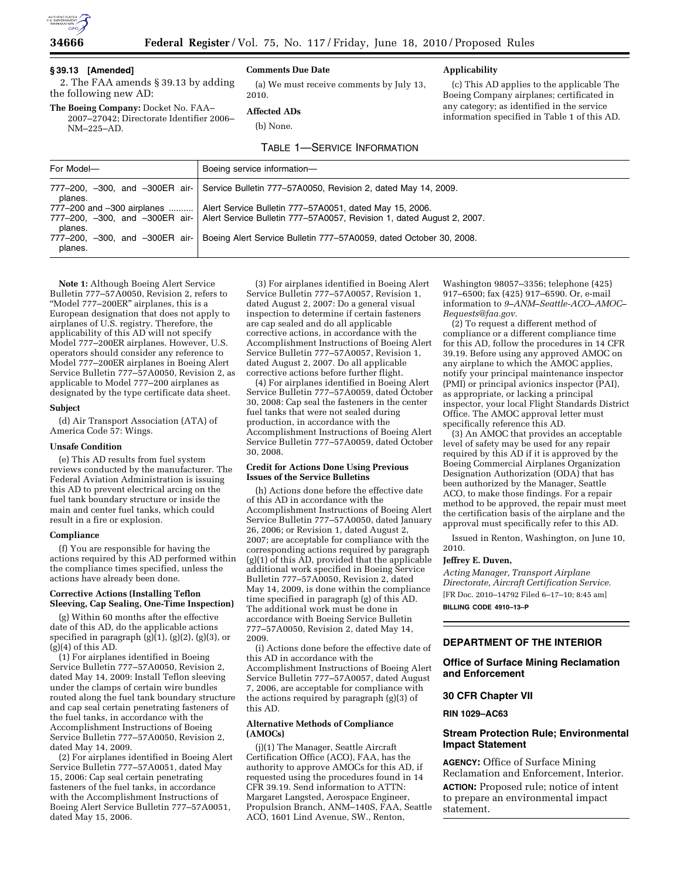## § 39.13 [Amended]

2. The FAA amends § 39.13 by adding the following new AD:

**The Boeing Company:** Docket No. FAA–2007–27042; Directorate Identifier 2006–NM–225–AD.

### Comments Due Date

(a) We must receive comments by July 13, 2010.

### Affected ADs

(b) None.

### Applicability

(c) This AD applies to the applicable The Boeing Company airplanes; certificated in any category; as identified in the service information specified in Table 1 of this AD.

TABLE 1—SERVICE INFORMATION

| For Model— | Boeing service information— |
|---|---|
| 777–200, –300, and –300ER airplanes. | Service Bulletin 777–57A0050, Revision 2, dated May 14, 2009. |
| 777–200 and –300 airplanes .......... | Alert Service Bulletin 777–57A0051, dated May 15, 2006. |
| 777–200, –300, and –300ER airplanes. | Alert Service Bulletin 777–57A0057, Revision 1, dated August 2, 2007. |
| 777–200, –300, and –300ER airplanes. | Boeing Alert Service Bulletin 777–57A0059, dated October 30, 2008. |

**Note 1:** Although Boeing Alert Service Bulletin 777–57A0050, Revision 2, refers to "Model 777–200ER" airplanes, this is a European designation that does not apply to airplanes of U.S. registry. Therefore, the applicability of this AD will not specify Model 777–200ER airplanes. However, U.S. operators should consider any reference to Model 777–200ER airplanes in Boeing Alert Service Bulletin 777–57A0050, Revision 2, as applicable to Model 777–200 airplanes as designated by the type certificate data sheet.

### Subject

(d) Air Transport Association (ATA) of America Code 57: Wings.

### Unsafe Condition

(e) This AD results from fuel system reviews conducted by the manufacturer. The Federal Aviation Administration is issuing this AD to prevent electrical arcing on the fuel tank boundary structure or inside the main and center fuel tanks, which could result in a fire or explosion.

### Compliance

(f) You are responsible for having the actions required by this AD performed within the compliance times specified, unless the actions have already been done.

### Corrective Actions (Installing Teflon Sleeving, Cap Sealing, One-Time Inspection)

(g) Within 60 months after the effective date of this AD, do the applicable actions specified in paragraph (g)(1), (g)(2), (g)(3), or (g)(4) of this AD.

(1) For airplanes identified in Boeing Service Bulletin 777–57A0050, Revision 2, dated May 14, 2009: Install Teflon sleeving under the clamps of certain wire bundles routed along the fuel tank boundary structure and cap seal certain penetrating fasteners of the fuel tanks, in accordance with the Accomplishment Instructions of Boeing Service Bulletin 777–57A0050, Revision 2, dated May 14, 2009.

(2) For airplanes identified in Boeing Alert Service Bulletin 777–57A0051, dated May 15, 2006: Cap seal certain penetrating fasteners of the fuel tanks, in accordance with the Accomplishment Instructions of Boeing Alert Service Bulletin 777–57A0051, dated May 15, 2006.

(3) For airplanes identified in Boeing Alert Service Bulletin 777–57A0057, Revision 1, dated August 2, 2007: Do a general visual inspection to determine if certain fasteners are cap sealed and do all applicable corrective actions, in accordance with the Accomplishment Instructions of Boeing Alert Service Bulletin 777–57A0057, Revision 1, dated August 2, 2007. Do all applicable corrective actions before further flight.

(4) For airplanes identified in Boeing Alert Service Bulletin 777–57A0059, dated October 30, 2008: Cap seal the fasteners in the center fuel tanks that were not sealed during production, in accordance with the Accomplishment Instructions of Boeing Alert Service Bulletin 777–57A0059, dated October 30, 2008.

### Credit for Actions Done Using Previous Issues of the Service Bulletins

(h) Actions done before the effective date of this AD in accordance with the Accomplishment Instructions of Boeing Alert Service Bulletin 777–57A0050, dated January 26, 2006; or Revision 1, dated August 2, 2007; are acceptable for compliance with the corresponding actions required by paragraph (g)(1) of this AD, provided that the applicable additional work specified in Boeing Service Bulletin 777–57A0050, Revision 2, dated May 14, 2009, is done within the compliance time specified in paragraph (g) of this AD. The additional work must be done in accordance with Boeing Service Bulletin 777–57A0050, Revision 2, dated May 14, 2009.

(i) Actions done before the effective date of this AD in accordance with the Accomplishment Instructions of Boeing Alert Service Bulletin 777–57A0057, dated August 7, 2006, are acceptable for compliance with the actions required by paragraph (g)(3) of this AD.

### Alternative Methods of Compliance (AMOCs)

(j)(1) The Manager, Seattle Aircraft Certification Office (ACO), FAA, has the authority to approve AMOCs for this AD, if requested using the procedures found in 14 CFR 39.19. Send information to ATTN: Margaret Langsted, Aerospace Engineer, Propulsion Branch, ANM–140S, FAA, Seattle ACO, 1601 Lind Avenue, SW., Renton, Washington 98057–3356; telephone (425) 917–6500; fax (425) 917–6590. Or, e-mail information to *9–ANM–Seattle–ACO–AMOC–Requests@faa.gov*.

(2) To request a different method of compliance or a different compliance time for this AD, follow the procedures in 14 CFR 39.19. Before using any approved AMOC on any airplane to which the AMOC applies, notify your principal maintenance inspector (PMI) or principal avionics inspector (PAI), as appropriate, or lacking a principal inspector, your local Flight Standards District Office. The AMOC approval letter must specifically reference this AD.

(3) An AMOC that provides an acceptable level of safety may be used for any repair required by this AD if it is approved by the Boeing Commercial Airplanes Organization Designation Authorization (ODA) that has been authorized by the Manager, Seattle ACO, to make those findings. For a repair method to be approved, the repair must meet the certification basis of the airplane and the approval must specifically refer to this AD.

Issued in Renton, Washington, on June 10, 2010.

**Jeffrey E. Duven,**

*Acting Manager, Transport Airplane Directorate, Aircraft Certification Service.*

[FR Doc. 2010–14792 Filed 6–17–10; 8:45 am]

**BILLING CODE 4910–13–P**

---

## DEPARTMENT OF THE INTERIOR

## Office of Surface Mining Reclamation and Enforcement

## 30 CFR Chapter VII

**RIN 1029–AC63**

## Stream Protection Rule; Environmental Impact Statement

**AGENCY:** Office of Surface Mining Reclamation and Enforcement, Interior.

**ACTION:** Proposed rule; notice of intent to prepare an environmental impact statement.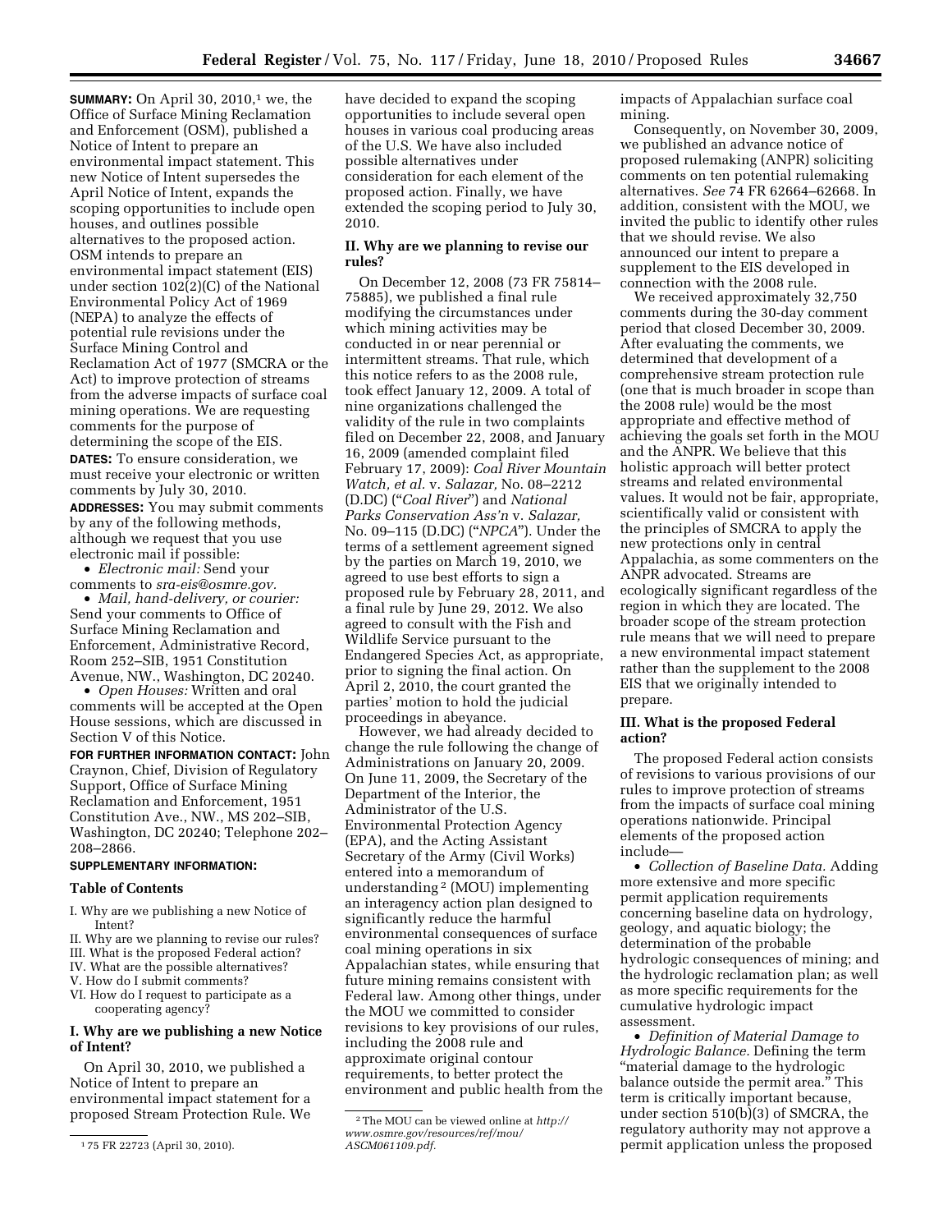**SUMMARY:** On April 30, 2010,[1] we, the Office of Surface Mining Reclamation and Enforcement (OSM), published a Notice of Intent to prepare an environmental impact statement. This new Notice of Intent supersedes the April Notice of Intent, expands the scoping opportunities to include open houses, and outlines possible alternatives to the proposed action. OSM intends to prepare an environmental impact statement (EIS) under section 102(2)(C) of the National Environmental Policy Act of 1969 (NEPA) to analyze the effects of potential rule revisions under the Surface Mining Control and Reclamation Act of 1977 (SMCRA or the Act) to improve protection of streams from the adverse impacts of surface coal mining operations. We are requesting comments for the purpose of determining the scope of the EIS.

**DATES:** To ensure consideration, we must receive your electronic or written comments by July 30, 2010.

**ADDRESSES:** You may submit comments by any of the following methods, although we request that you use electronic mail if possible:

- *Electronic mail:* Send your comments to *sra-eis@osmre.gov.*
- *Mail, hand-delivery, or courier:* Send your comments to Office of Surface Mining Reclamation and Enforcement, Administrative Record, Room 252–SIB, 1951 Constitution Avenue, NW., Washington, DC 20240.
- *Open Houses:* Written and oral comments will be accepted at the Open House sessions, which are discussed in Section V of this Notice.

**FOR FURTHER INFORMATION CONTACT:** John Craynon, Chief, Division of Regulatory Support, Office of Surface Mining Reclamation and Enforcement, 1951 Constitution Ave., NW., MS 202–SIB, Washington, DC 20240; Telephone 202–208–2866.

**SUPPLEMENTARY INFORMATION:**

**Table of Contents**

I. Why are we publishing a new Notice of Intent?
II. Why are we planning to revise our rules?
III. What is the proposed Federal action?
IV. What are the possible alternatives?
V. How do I submit comments?
VI. How do I request to participate as a cooperating agency?

## I. Why are we publishing a new Notice of Intent?

On April 30, 2010, we published a Notice of Intent to prepare an environmental impact statement for a proposed Stream Protection Rule. We have decided to expand the scoping opportunities to include several open houses in various coal producing areas of the U.S. We have also included possible alternatives under consideration for each element of the proposed action. Finally, we have extended the scoping period to July 30, 2010.

## II. Why are we planning to revise our rules?

On December 12, 2008 (73 FR 75814–75885), we published a final rule modifying the circumstances under which mining activities may be conducted in or near perennial or intermittent streams. That rule, which this notice refers to as the 2008 rule, took effect January 12, 2009. A total of nine organizations challenged the validity of the rule in two complaints filed on December 22, 2008, and January 16, 2009 (amended complaint filed February 17, 2009): *Coal River Mountain Watch, et al.* v. *Salazar,* No. 08–2212 (D.DC) ("*Coal River*") and *National Parks Conservation Ass'n* v. *Salazar,* No. 09–115 (D.DC) ("*NPCA*"). Under the terms of a settlement agreement signed by the parties on March 19, 2010, we agreed to use best efforts to sign a proposed rule by February 28, 2011, and a final rule by June 29, 2012. We also agreed to consult with the Fish and Wildlife Service pursuant to the Endangered Species Act, as appropriate, prior to signing the final action. On April 2, 2010, the court granted the parties' motion to hold the judicial proceedings in abeyance.

However, we had already decided to change the rule following the change of Administrations on January 20, 2009. On June 11, 2009, the Secretary of the Department of the Interior, the Administrator of the U.S. Environmental Protection Agency (EPA), and the Acting Assistant Secretary of the Army (Civil Works) entered into a memorandum of understanding[2] (MOU) implementing an interagency action plan designed to significantly reduce the harmful environmental consequences of surface coal mining operations in six Appalachian states, while ensuring that future mining remains consistent with Federal law. Among other things, under the MOU we committed to consider revisions to key provisions of our rules, including the 2008 rule and approximate original contour requirements, to better protect the environment and public health from the impacts of Appalachian surface coal mining.

Consequently, on November 30, 2009, we published an advance notice of proposed rulemaking (ANPR) soliciting comments on ten potential rulemaking alternatives. *See* 74 FR 62664–62668. In addition, consistent with the MOU, we invited the public to identify other rules that we should revise. We also announced our intent to prepare a supplement to the EIS developed in connection with the 2008 rule.

We received approximately 32,750 comments during the 30-day comment period that closed December 30, 2009. After evaluating the comments, we determined that development of a comprehensive stream protection rule (one that is much broader in scope than the 2008 rule) would be the most appropriate and effective method of achieving the goals set forth in the MOU and the ANPR. We believe that this holistic approach will better protect streams and related environmental values. It would not be fair, appropriate, scientifically valid or consistent with the principles of SMCRA to apply the new protections only in central Appalachia, as some commenters on the ANPR advocated. Streams are ecologically significant regardless of the region in which they are located. The broader scope of the stream protection rule means that we will need to prepare a new environmental impact statement rather than the supplement to the 2008 EIS that we originally intended to prepare.

## III. What is the proposed Federal action?

The proposed Federal action consists of revisions to various provisions of our rules to improve protection of streams from the impacts of surface coal mining operations nationwide. Principal elements of the proposed action include—

- *Collection of Baseline Data.* Adding more extensive and more specific permit application requirements concerning baseline data on hydrology, geology, and aquatic biology; the determination of the probable hydrologic consequences of mining; and the hydrologic reclamation plan; as well as more specific requirements for the cumulative hydrologic impact assessment.
- *Definition of Material Damage to Hydrologic Balance.* Defining the term "material damage to the hydrologic balance outside the permit area." This term is critically important because, under section 510(b)(3) of SMCRA, the regulatory authority may not approve a permit application unless the proposed

[1] 75 FR 22723 (April 30, 2010).

[2] The MOU can be viewed online at *http://www.osmre.gov/resources/ref/mou/ASCM061109.pdf.*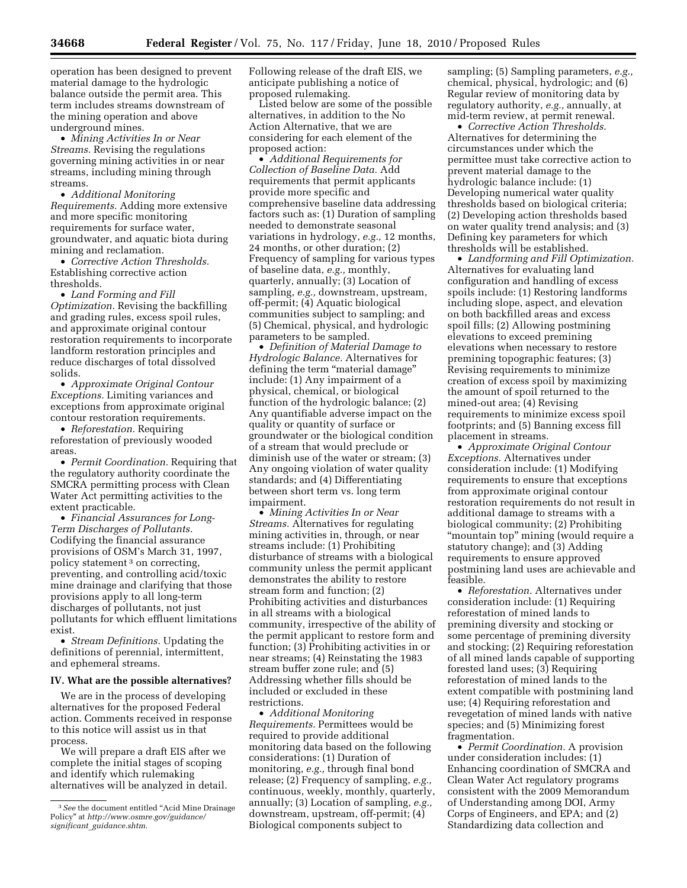operation has been designed to prevent material damage to the hydrologic balance outside the permit area. This term includes streams downstream of the mining operation and above underground mines.

- *Mining Activities In or Near Streams.* Revising the regulations governing mining activities in or near streams, including mining through streams.
- *Additional Monitoring Requirements.* Adding more extensive and more specific monitoring requirements for surface water, groundwater, and aquatic biota during mining and reclamation.
- *Corrective Action Thresholds.* Establishing corrective action thresholds.
- *Land Forming and Fill Optimization.* Revising the backfilling and grading rules, excess spoil rules, and approximate original contour restoration requirements to incorporate landform restoration principles and reduce discharges of total dissolved solids.
- *Approximate Original Contour Exceptions.* Limiting variances and exceptions from approximate original contour restoration requirements.
- *Reforestation.* Requiring reforestation of previously wooded areas.
- *Permit Coordination.* Requiring that the regulatory authority coordinate the SMCRA permitting process with Clean Water Act permitting activities to the extent practicable.
- *Financial Assurances for Long-Term Discharges of Pollutants.* Codifying the financial assurance provisions of OSM's March 31, 1997, policy statement [3] on correcting, preventing, and controlling acid/toxic mine drainage and clarifying that those provisions apply to all long-term discharges of pollutants, not just pollutants for which effluent limitations exist.
- *Stream Definitions.* Updating the definitions of perennial, intermittent, and ephemeral streams.

## IV. What are the possible alternatives?

We are in the process of developing alternatives for the proposed Federal action. Comments received in response to this notice will assist us in that process.

We will prepare a draft EIS after we complete the initial stages of scoping and identify which rulemaking alternatives will be analyzed in detail. Following release of the draft EIS, we anticipate publishing a notice of proposed rulemaking.

Listed below are some of the possible alternatives, in addition to the No Action Alternative, that we are considering for each element of the proposed action:

- *Additional Requirements for Collection of Baseline Data.* Add requirements that permit applicants provide more specific and comprehensive baseline data addressing factors such as: (1) Duration of sampling needed to demonstrate seasonal variations in hydrology, *e.g.,* 12 months, 24 months, or other duration; (2) Frequency of sampling for various types of baseline data, *e.g.,* monthly, quarterly, annually; (3) Location of sampling, *e.g.,* downstream, upstream, off-permit; (4) Aquatic biological communities subject to sampling; and (5) Chemical, physical, and hydrologic parameters to be sampled.
- *Definition of Material Damage to Hydrologic Balance.* Alternatives for defining the term "material damage" include: (1) Any impairment of a physical, chemical, or biological function of the hydrologic balance; (2) Any quantifiable adverse impact on the quality or quantity of surface or groundwater or the biological condition of a stream that would preclude or diminish use of the water or stream; (3) Any ongoing violation of water quality standards; and (4) Differentiating between short term vs. long term impairment.
- *Mining Activities In or Near Streams.* Alternatives for regulating mining activities in, through, or near streams include: (1) Prohibiting disturbance of streams with a biological community unless the permit applicant demonstrates the ability to restore stream form and function; (2) Prohibiting activities and disturbances in all streams with a biological community, irrespective of the ability of the permit applicant to restore form and function; (3) Prohibiting activities in or near streams; (4) Reinstating the 1983 stream buffer zone rule; and (5) Addressing whether fills should be included or excluded in these restrictions.
- *Additional Monitoring Requirements.* Permittees would be required to provide additional monitoring data based on the following considerations: (1) Duration of monitoring, *e.g.,* through final bond release; (2) Frequency of sampling, *e.g.,* continuous, weekly, monthly, quarterly, annually; (3) Location of sampling, *e.g.,* downstream, upstream, off-permit; (4) Biological components subject to sampling; (5) Sampling parameters, *e.g.,* chemical, physical, hydrologic; and (6) Regular review of monitoring data by regulatory authority, *e.g.,* annually, at mid-term review, at permit renewal.
- *Corrective Action Thresholds.* Alternatives for determining the circumstances under which the permittee must take corrective action to prevent material damage to the hydrologic balance include: (1) Developing numerical water quality thresholds based on biological criteria; (2) Developing action thresholds based on water quality trend analysis; and (3) Defining key parameters for which thresholds will be established.
- *Landforming and Fill Optimization.* Alternatives for evaluating land configuration and handling of excess spoils include: (1) Restoring landforms including slope, aspect, and elevation on both backfilled areas and excess spoil fills; (2) Allowing postmining elevations to exceed premining elevations when necessary to restore premining topographic features; (3) Revising requirements to minimize creation of excess spoil by maximizing the amount of spoil returned to the mined-out area; (4) Revising requirements to minimize excess spoil footprints; and (5) Banning excess fill placement in streams.
- *Approximate Original Contour Exceptions.* Alternatives under consideration include: (1) Modifying requirements to ensure that exceptions from approximate original contour restoration requirements do not result in additional damage to streams with a biological community; (2) Prohibiting "mountain top" mining (would require a statutory change); and (3) Adding requirements to ensure approved postmining land uses are achievable and feasible.
- *Reforestation.* Alternatives under consideration include: (1) Requiring reforestation of mined lands to premining diversity and stocking or some percentage of premining diversity and stocking; (2) Requiring reforestation of all mined lands capable of supporting forested land uses; (3) Requiring reforestation of mined lands to the extent compatible with postmining land use; (4) Requiring reforestation and revegetation of mined lands with native species; and (5) Minimizing forest fragmentation.
- *Permit Coordination.* A provision under consideration includes: (1) Enhancing coordination of SMCRA and Clean Water Act regulatory programs consistent with the 2009 Memorandum of Understanding among DOI, Army Corps of Engineers, and EPA; and (2) Standardizing data collection and

---

[3] *See* the document entitled "Acid Mine Drainage Policy" at *http://www.osmre.gov/guidance/significant_guidance.shtm.*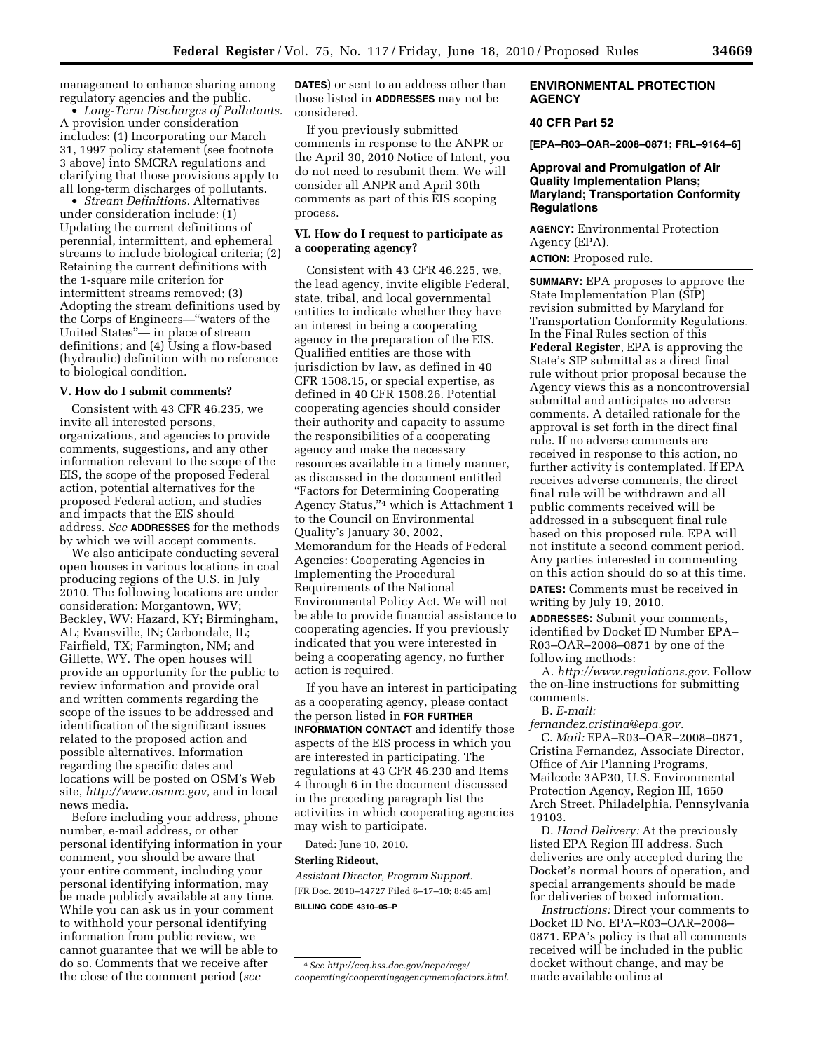management to enhance sharing among regulatory agencies and the public.

- *Long-Term Discharges of Pollutants.* A provision under consideration includes: (1) Incorporating our March 31, 1997 policy statement (see footnote 3 above) into SMCRA regulations and clarifying that those provisions apply to all long-term discharges of pollutants.
- *Stream Definitions.* Alternatives under consideration include: (1) Updating the current definitions of perennial, intermittent, and ephemeral streams to include biological criteria; (2) Retaining the current definitions with the 1-square mile criterion for intermittent streams removed; (3) Adopting the stream definitions used by the Corps of Engineers—"waters of the United States"— in place of stream definitions; and (4) Using a flow-based (hydraulic) definition with no reference to biological condition.

### V. How do I submit comments?

Consistent with 43 CFR 46.235, we invite all interested persons, organizations, and agencies to provide comments, suggestions, and any other information relevant to the scope of the EIS, the scope of the proposed Federal action, potential alternatives for the proposed Federal action, and studies and impacts that the EIS should address. *See* **ADDRESSES** for the methods by which we will accept comments.

We also anticipate conducting several open houses in various locations in coal producing regions of the U.S. in July 2010. The following locations are under consideration: Morgantown, WV; Beckley, WV; Hazard, KY; Birmingham, AL; Evansville, IN; Carbondale, IL; Fairfield, TX; Farmington, NM; and Gillette, WY. The open houses will provide an opportunity for the public to review information and provide oral and written comments regarding the scope of the issues to be addressed and identification of the significant issues related to the proposed action and possible alternatives. Information regarding the specific dates and locations will be posted on OSM's Web site, *http://www.osmre.gov,* and in local news media.

Before including your address, phone number, e-mail address, or other personal identifying information in your comment, you should be aware that your entire comment, including your personal identifying information, may be made publicly available at any time. While you can ask us in your comment to withhold your personal identifying information from public review, we cannot guarantee that we will be able to do so. Comments that we receive after the close of the comment period (*see* **DATES**) or sent to an address other than those listed in **ADDRESSES** may not be considered.

If you previously submitted comments in response to the ANPR or the April 30, 2010 Notice of Intent, you do not need to resubmit them. We will consider all ANPR and April 30th comments as part of this EIS scoping process.

### VI. How do I request to participate as a cooperating agency?

Consistent with 43 CFR 46.225, we, the lead agency, invite eligible Federal, state, tribal, and local governmental entities to indicate whether they have an interest in being a cooperating agency in the preparation of the EIS. Qualified entities are those with jurisdiction by law, as defined in 40 CFR 1508.15, or special expertise, as defined in 40 CFR 1508.26. Potential cooperating agencies should consider their authority and capacity to assume the responsibilities of a cooperating agency and make the necessary resources available in a timely manner, as discussed in the document entitled "Factors for Determining Cooperating Agency Status,"[4] which is Attachment 1 to the Council on Environmental Quality's January 30, 2002, Memorandum for the Heads of Federal Agencies: Cooperating Agencies in Implementing the Procedural Requirements of the National Environmental Policy Act. We will not be able to provide financial assistance to cooperating agencies. If you previously indicated that you were interested in being a cooperating agency, no further action is required.

If you have an interest in participating as a cooperating agency, please contact the person listed in **FOR FURTHER INFORMATION CONTACT** and identify those aspects of the EIS process in which you are interested in participating. The regulations at 43 CFR 46.230 and Items 4 through 6 in the document discussed in the preceding paragraph list the activities in which cooperating agencies may wish to participate.

Dated: June 10, 2010.

**Sterling Rideout,**

*Assistant Director, Program Support.*

[FR Doc. 2010–14727 Filed 6–17–10; 8:45 am]

**BILLING CODE 4310–05–P**

[4] *See http://ceq.hss.doe.gov/nepa/regs/cooperating/cooperatingagencymemofactors.html.*

## ENVIRONMENTAL PROTECTION AGENCY

### 40 CFR Part 52

**[EPA–R03–OAR–2008–0871; FRL–9164–6]**

### Approval and Promulgation of Air Quality Implementation Plans; Maryland; Transportation Conformity Regulations

**AGENCY:** Environmental Protection Agency (EPA).

**ACTION:** Proposed rule.

**SUMMARY:** EPA proposes to approve the State Implementation Plan (SIP) revision submitted by Maryland for Transportation Conformity Regulations. In the Final Rules section of this **Federal Register**, EPA is approving the State's SIP submittal as a direct final rule without prior proposal because the Agency views this as a noncontroversial submittal and anticipates no adverse comments. A detailed rationale for the approval is set forth in the direct final rule. If no adverse comments are received in response to this action, no further activity is contemplated. If EPA receives adverse comments, the direct final rule will be withdrawn and all public comments received will be addressed in a subsequent final rule based on this proposed rule. EPA will not institute a second comment period. Any parties interested in commenting on this action should do so at this time.

**DATES:** Comments must be received in writing by July 19, 2010.

**ADDRESSES:** Submit your comments, identified by Docket ID Number EPA–R03–OAR–2008–0871 by one of the following methods:

A. *http://www.regulations.gov.* Follow the on-line instructions for submitting comments.

B. *E-mail: fernandez.cristina@epa.gov.*

C. *Mail:* EPA–R03–OAR–2008–0871, Cristina Fernandez, Associate Director, Office of Air Planning Programs, Mailcode 3AP30, U.S. Environmental Protection Agency, Region III, 1650 Arch Street, Philadelphia, Pennsylvania 19103.

D. *Hand Delivery:* At the previously listed EPA Region III address. Such deliveries are only accepted during the Docket's normal hours of operation, and special arrangements should be made for deliveries of boxed information.

*Instructions:* Direct your comments to Docket ID No. EPA–R03–OAR–2008–0871. EPA's policy is that all comments received will be included in the public docket without change, and may be made available online at